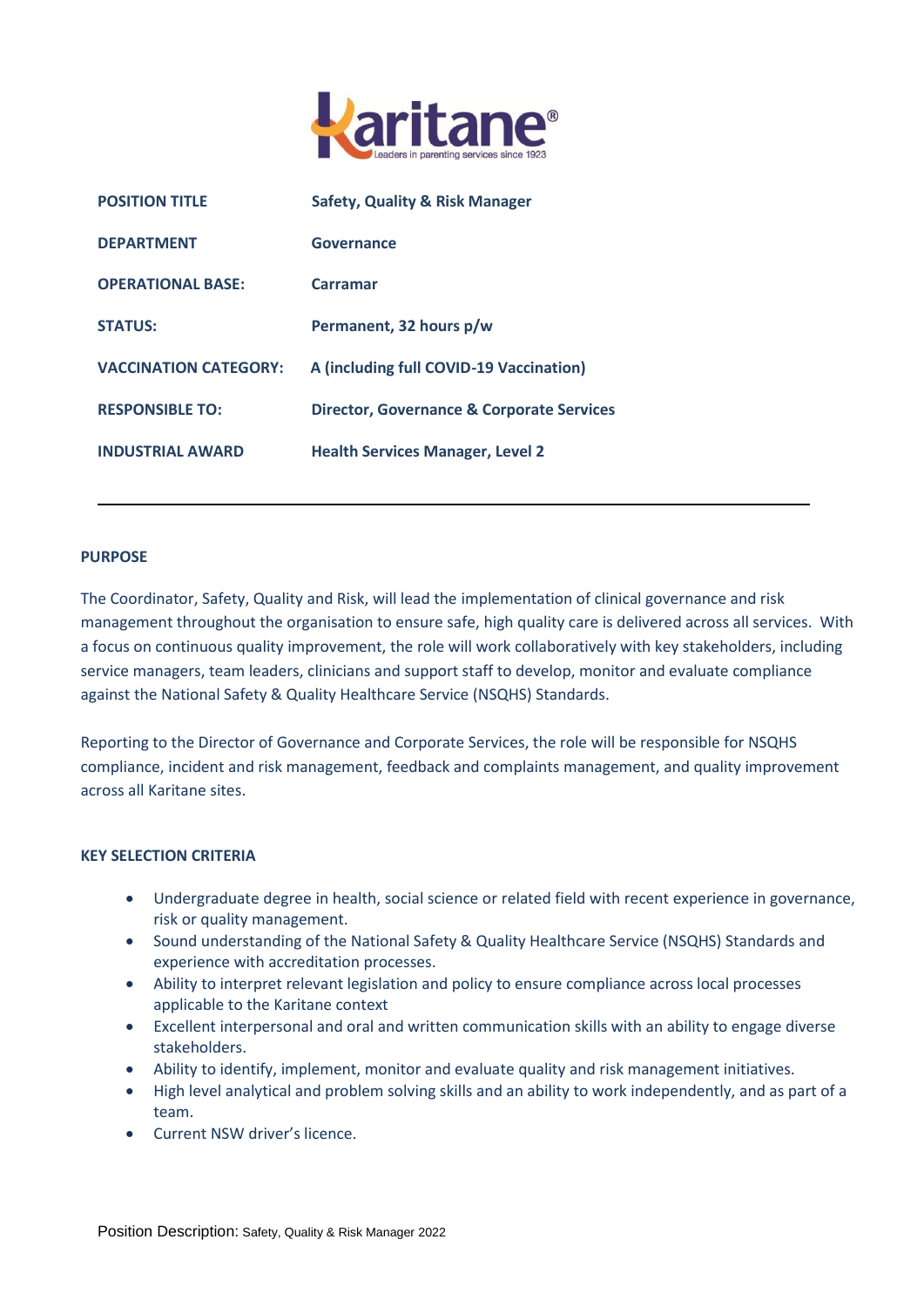Karitane®

Leaders in parenting services since 1923

| | |
|---|---|
| **POSITION TITLE** | **Safety, Quality & Risk Manager** |
| **DEPARTMENT** | **Governance** |
| **OPERATIONAL BASE:** | **Carramar** |
| **STATUS:** | **Permanent, 32 hours p/w** |
| **VACCINATION CATEGORY:** | **A (including full COVID-19 Vaccination)** |
| **RESPONSIBLE TO:** | **Director, Governance & Corporate Services** |
| **INDUSTRIAL AWARD** | **Health Services Manager, Level 2** |

---

## PURPOSE

The Coordinator, Safety, Quality and Risk, will lead the implementation of clinical governance and risk management throughout the organisation to ensure safe, high quality care is delivered across all services. With a focus on continuous quality improvement, the role will work collaboratively with key stakeholders, including service managers, team leaders, clinicians and support staff to develop, monitor and evaluate compliance against the National Safety & Quality Healthcare Service (NSQHS) Standards.

Reporting to the Director of Governance and Corporate Services, the role will be responsible for NSQHS compliance, incident and risk management, feedback and complaints management, and quality improvement across all Karitane sites.

## KEY SELECTION CRITERIA

- Undergraduate degree in health, social science or related field with recent experience in governance, risk or quality management.
- Sound understanding of the National Safety & Quality Healthcare Service (NSQHS) Standards and experience with accreditation processes.
- Ability to interpret relevant legislation and policy to ensure compliance across local processes applicable to the Karitane context
- Excellent interpersonal and oral and written communication skills with an ability to engage diverse stakeholders.
- Ability to identify, implement, monitor and evaluate quality and risk management initiatives.
- High level analytical and problem solving skills and an ability to work independently, and as part of a team.
- Current NSW driver's licence.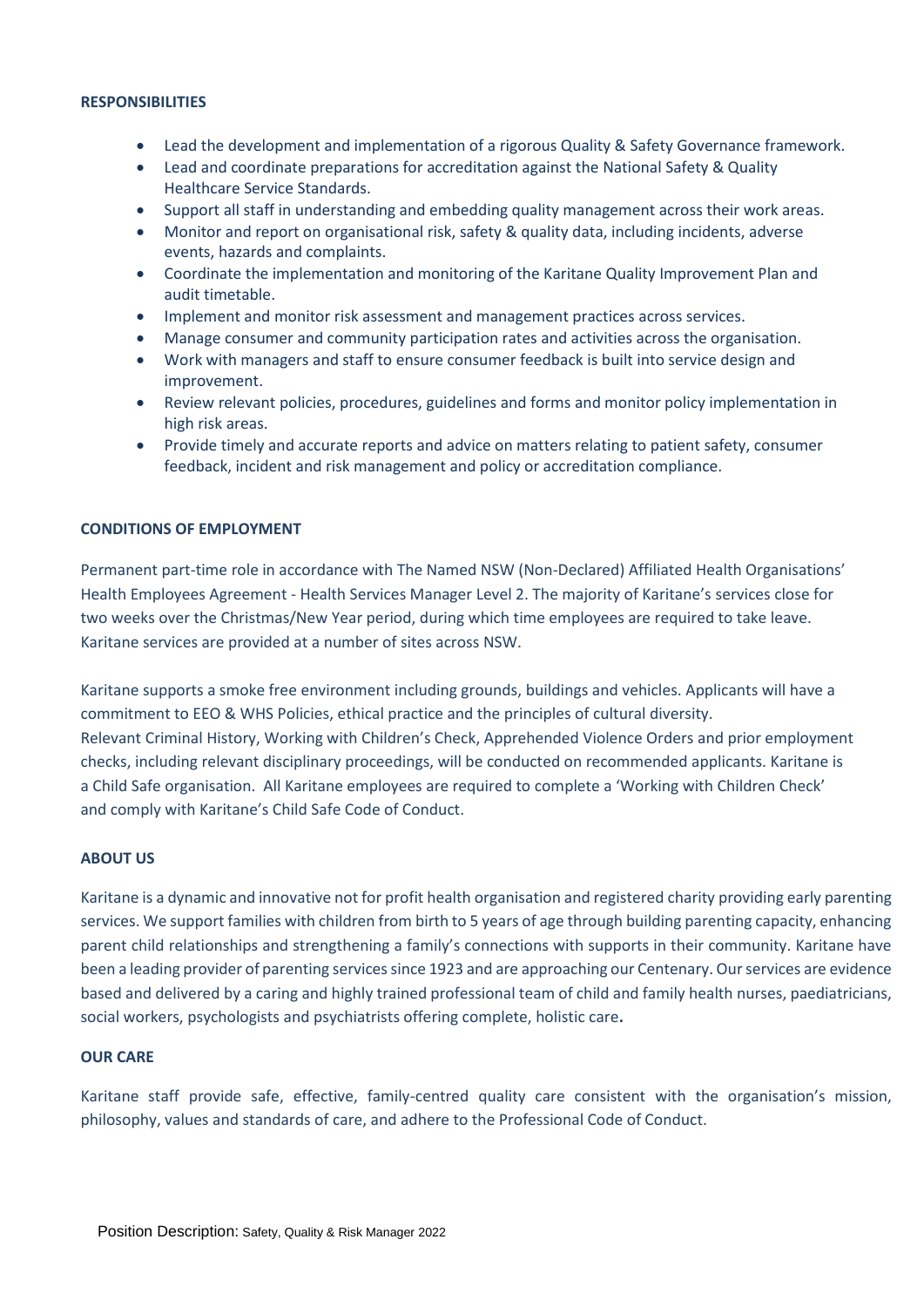**RESPONSIBILITIES**

- Lead the development and implementation of a rigorous Quality & Safety Governance framework.
- Lead and coordinate preparations for accreditation against the National Safety & Quality Healthcare Service Standards.
- Support all staff in understanding and embedding quality management across their work areas.
- Monitor and report on organisational risk, safety & quality data, including incidents, adverse events, hazards and complaints.
- Coordinate the implementation and monitoring of the Karitane Quality Improvement Plan and audit timetable.
- Implement and monitor risk assessment and management practices across services.
- Manage consumer and community participation rates and activities across the organisation.
- Work with managers and staff to ensure consumer feedback is built into service design and improvement.
- Review relevant policies, procedures, guidelines and forms and monitor policy implementation in high risk areas.
- Provide timely and accurate reports and advice on matters relating to patient safety, consumer feedback, incident and risk management and policy or accreditation compliance.

**CONDITIONS OF EMPLOYMENT**

Permanent part-time role in accordance with The Named NSW (Non-Declared) Affiliated Health Organisations' Health Employees Agreement - Health Services Manager Level 2. The majority of Karitane's services close for two weeks over the Christmas/New Year period, during which time employees are required to take leave. Karitane services are provided at a number of sites across NSW.

Karitane supports a smoke free environment including grounds, buildings and vehicles. Applicants will have a commitment to EEO & WHS Policies, ethical practice and the principles of cultural diversity.
Relevant Criminal History, Working with Children's Check, Apprehended Violence Orders and prior employment checks, including relevant disciplinary proceedings, will be conducted on recommended applicants. Karitane is a Child Safe organisation. All Karitane employees are required to complete a 'Working with Children Check' and comply with Karitane's Child Safe Code of Conduct.

**ABOUT US**

Karitane is a dynamic and innovative not for profit health organisation and registered charity providing early parenting services. We support families with children from birth to 5 years of age through building parenting capacity, enhancing parent child relationships and strengthening a family's connections with supports in their community. Karitane have been a leading provider of parenting services since 1923 and are approaching our Centenary. Our services are evidence based and delivered by a caring and highly trained professional team of child and family health nurses, paediatricians, social workers, psychologists and psychiatrists offering complete, holistic care.

**OUR CARE**

Karitane staff provide safe, effective, family-centred quality care consistent with the organisation's mission, philosophy, values and standards of care, and adhere to the Professional Code of Conduct.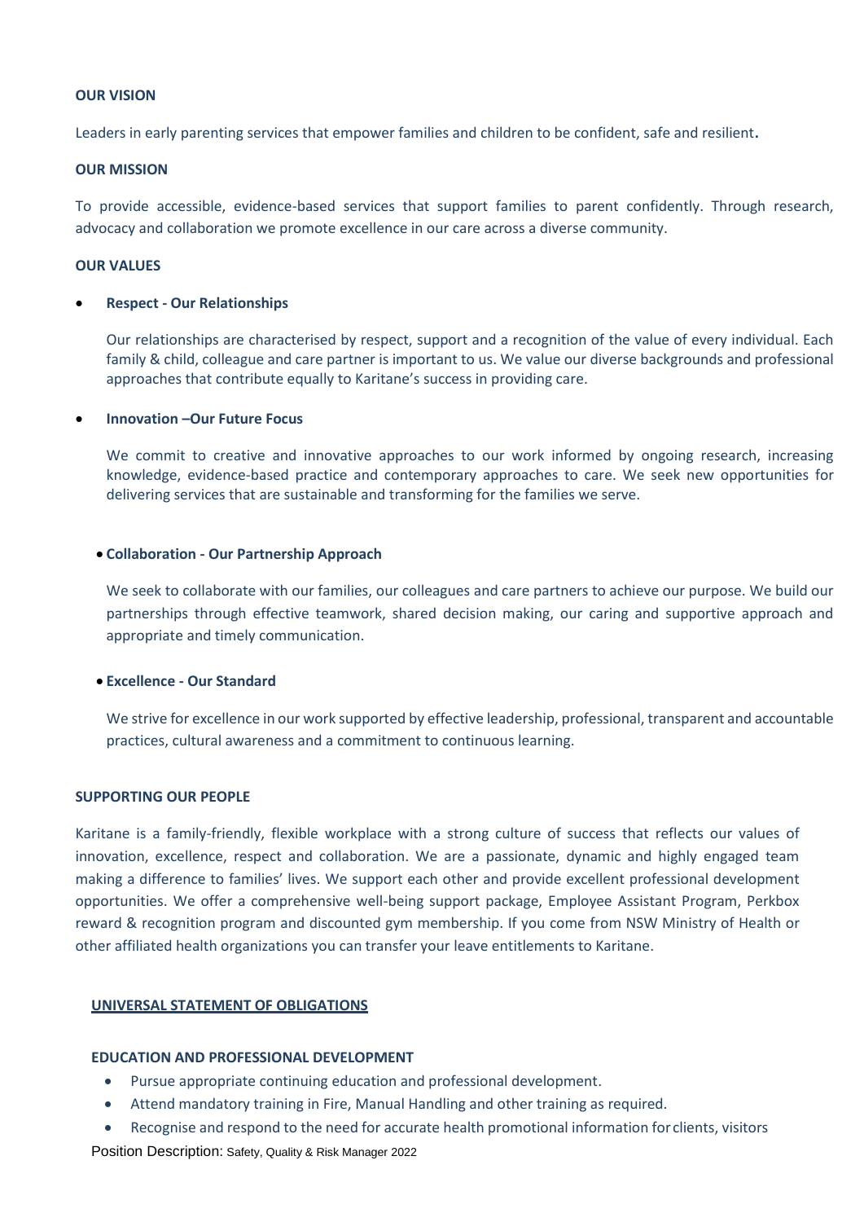**OUR VISION**

Leaders in early parenting services that empower families and children to be confident, safe and resilient.

**OUR MISSION**

To provide accessible, evidence-based services that support families to parent confidently. Through research, advocacy and collaboration we promote excellence in our care across a diverse community.

**OUR VALUES**

- **Respect - Our Relationships**

  Our relationships are characterised by respect, support and a recognition of the value of every individual. Each family & child, colleague and care partner is important to us. We value our diverse backgrounds and professional approaches that contribute equally to Karitane's success in providing care.

- **Innovation –Our Future Focus**

  We commit to creative and innovative approaches to our work informed by ongoing research, increasing knowledge, evidence-based practice and contemporary approaches to care. We seek new opportunities for delivering services that are sustainable and transforming for the families we serve.

- **Collaboration - Our Partnership Approach**

  We seek to collaborate with our families, our colleagues and care partners to achieve our purpose. We build our partnerships through effective teamwork, shared decision making, our caring and supportive approach and appropriate and timely communication.

- **Excellence - Our Standard**

  We strive for excellence in our work supported by effective leadership, professional, transparent and accountable practices, cultural awareness and a commitment to continuous learning.

**SUPPORTING OUR PEOPLE**

Karitane is a family-friendly, flexible workplace with a strong culture of success that reflects our values of innovation, excellence, respect and collaboration. We are a passionate, dynamic and highly engaged team making a difference to families' lives. We support each other and provide excellent professional development opportunities. We offer a comprehensive well-being support package, Employee Assistant Program, Perkbox reward & recognition program and discounted gym membership. If you come from NSW Ministry of Health or other affiliated health organizations you can transfer your leave entitlements to Karitane.

**UNIVERSAL STATEMENT OF OBLIGATIONS**

**EDUCATION AND PROFESSIONAL DEVELOPMENT**

- Pursue appropriate continuing education and professional development.
- Attend mandatory training in Fire, Manual Handling and other training as required.
- Recognise and respond to the need for accurate health promotional information for clients, visitors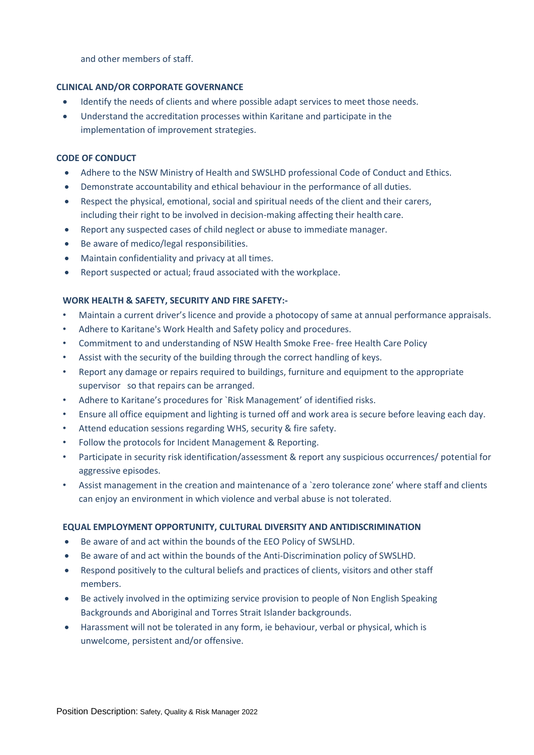and other members of staff.

**CLINICAL AND/OR CORPORATE GOVERNANCE**

- Identify the needs of clients and where possible adapt services to meet those needs.
- Understand the accreditation processes within Karitane and participate in the implementation of improvement strategies.

**CODE OF CONDUCT**

- Adhere to the NSW Ministry of Health and SWSLHD professional Code of Conduct and Ethics.
- Demonstrate accountability and ethical behaviour in the performance of all duties.
- Respect the physical, emotional, social and spiritual needs of the client and their carers, including their right to be involved in decision-making affecting their health care.
- Report any suspected cases of child neglect or abuse to immediate manager.
- Be aware of medico/legal responsibilities.
- Maintain confidentiality and privacy at all times.
- Report suspected or actual; fraud associated with the workplace.

**WORK HEALTH & SAFETY, SECURITY AND FIRE SAFETY:-**

- Maintain a current driver's licence and provide a photocopy of same at annual performance appraisals.
- Adhere to Karitane's Work Health and Safety policy and procedures.
- Commitment to and understanding of NSW Health Smoke Free- free Health Care Policy
- Assist with the security of the building through the correct handling of keys.
- Report any damage or repairs required to buildings, furniture and equipment to the appropriate supervisor so that repairs can be arranged.
- Adhere to Karitane's procedures for `Risk Management' of identified risks.
- Ensure all office equipment and lighting is turned off and work area is secure before leaving each day.
- Attend education sessions regarding WHS, security & fire safety.
- Follow the protocols for Incident Management & Reporting.
- Participate in security risk identification/assessment & report any suspicious occurrences/ potential for aggressive episodes.
- Assist management in the creation and maintenance of a `zero tolerance zone' where staff and clients can enjoy an environment in which violence and verbal abuse is not tolerated.

**EQUAL EMPLOYMENT OPPORTUNITY, CULTURAL DIVERSITY AND ANTIDISCRIMINATION**

- Be aware of and act within the bounds of the EEO Policy of SWSLHD.
- Be aware of and act within the bounds of the Anti-Discrimination policy of SWSLHD.
- Respond positively to the cultural beliefs and practices of clients, visitors and other staff members.
- Be actively involved in the optimizing service provision to people of Non English Speaking Backgrounds and Aboriginal and Torres Strait Islander backgrounds.
- Harassment will not be tolerated in any form, ie behaviour, verbal or physical, which is unwelcome, persistent and/or offensive.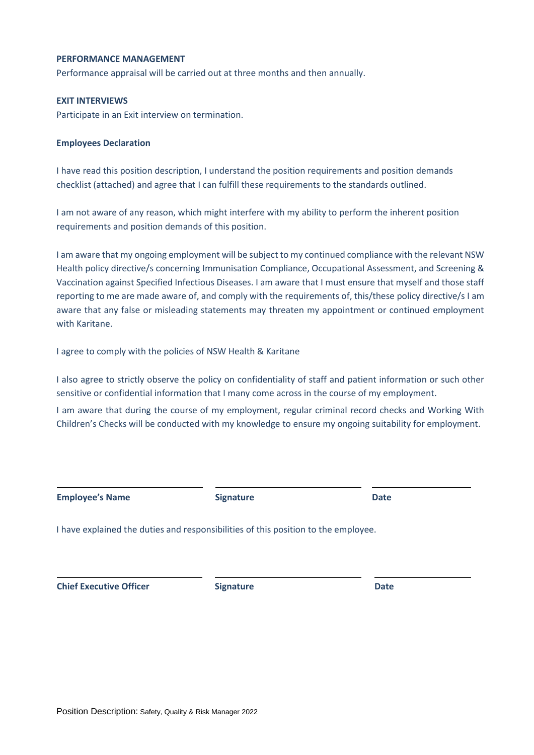**PERFORMANCE MANAGEMENT**

Performance appraisal will be carried out at three months and then annually.

**EXIT INTERVIEWS**

Participate in an Exit interview on termination.

**Employees Declaration**

I have read this position description, I understand the position requirements and position demands checklist (attached) and agree that I can fulfill these requirements to the standards outlined.

I am not aware of any reason, which might interfere with my ability to perform the inherent position requirements and position demands of this position.

I am aware that my ongoing employment will be subject to my continued compliance with the relevant NSW Health policy directive/s concerning Immunisation Compliance, Occupational Assessment, and Screening & Vaccination against Specified Infectious Diseases. I am aware that I must ensure that myself and those staff reporting to me are made aware of, and comply with the requirements of, this/these policy directive/s I am aware that any false or misleading statements may threaten my appointment or continued employment with Karitane.

I agree to comply with the policies of NSW Health & Karitane

I also agree to strictly observe the policy on confidentiality of staff and patient information or such other sensitive or confidential information that I many come across in the course of my employment.

I am aware that during the course of my employment, regular criminal record checks and Working With Children's Checks will be conducted with my knowledge to ensure my ongoing suitability for employment.

| **Employee's Name** | **Signature** | **Date** |
|---|---|---|

I have explained the duties and responsibilities of this position to the employee.

| **Chief Executive Officer** | **Signature** | **Date** |
|---|---|---|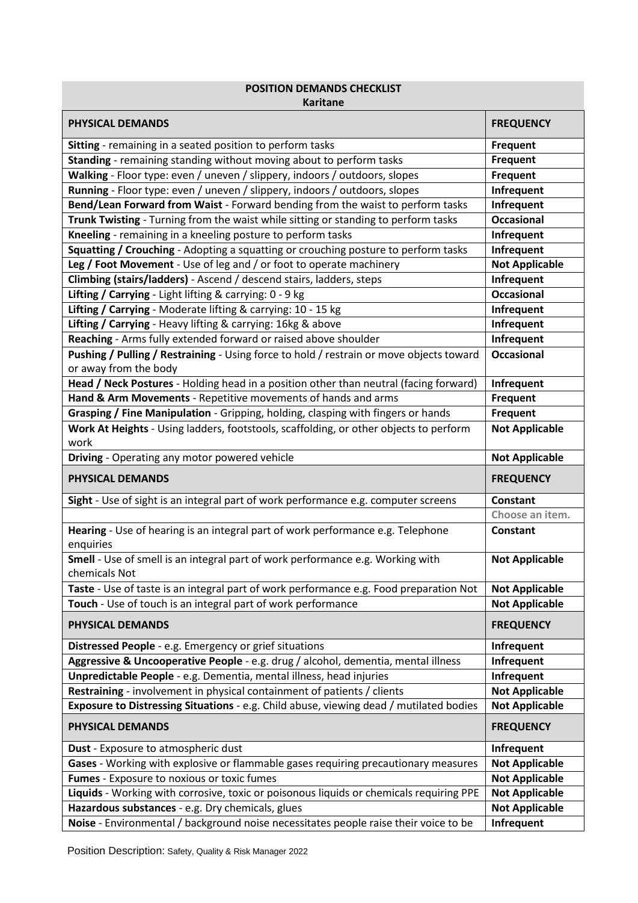| POSITION DEMANDS CHECKLIST<br>Karitane | |
|---|---|
| **PHYSICAL DEMANDS** | **FREQUENCY** |
| **Sitting** - remaining in a seated position to perform tasks | **Frequent** |
| **Standing** - remaining standing without moving about to perform tasks | **Frequent** |
| **Walking** - Floor type: even / uneven / slippery, indoors / outdoors, slopes | **Frequent** |
| **Running** - Floor type: even / uneven / slippery, indoors / outdoors, slopes | **Infrequent** |
| **Bend/Lean Forward from Waist** - Forward bending from the waist to perform tasks | **Infrequent** |
| **Trunk Twisting** - Turning from the waist while sitting or standing to perform tasks | **Occasional** |
| **Kneeling** - remaining in a kneeling posture to perform tasks | **Infrequent** |
| **Squatting / Crouching** - Adopting a squatting or crouching posture to perform tasks | **Infrequent** |
| **Leg / Foot Movement** - Use of leg and / or foot to operate machinery | **Not Applicable** |
| **Climbing (stairs/ladders)** - Ascend / descend stairs, ladders, steps | **Infrequent** |
| **Lifting / Carrying** - Light lifting & carrying: 0 - 9 kg | **Occasional** |
| **Lifting / Carrying** - Moderate lifting & carrying: 10 - 15 kg | **Infrequent** |
| **Lifting / Carrying** - Heavy lifting & carrying: 16kg & above | **Infrequent** |
| **Reaching** - Arms fully extended forward or raised above shoulder | **Infrequent** |
| **Pushing / Pulling / Restraining** - Using force to hold / restrain or move objects toward or away from the body | **Occasional** |
| **Head / Neck Postures** - Holding head in a position other than neutral (facing forward) | **Infrequent** |
| **Hand & Arm Movements** - Repetitive movements of hands and arms | **Frequent** |
| **Grasping / Fine Manipulation** - Gripping, holding, clasping with fingers or hands | **Frequent** |
| **Work At Heights** - Using ladders, footstools, scaffolding, or other objects to perform work | **Not Applicable** |
| **Driving** - Operating any motor powered vehicle | **Not Applicable** |
| **PHYSICAL DEMANDS** | **FREQUENCY** |
| **Sight** - Use of sight is an integral part of work performance e.g. computer screens | **Constant** |
| | **Choose an item.** |
| **Hearing** - Use of hearing is an integral part of work performance e.g. Telephone enquiries | **Constant** |
| **Smell** - Use of smell is an integral part of work performance e.g. Working with chemicals Not | **Not Applicable** |
| **Taste** - Use of taste is an integral part of work performance e.g. Food preparation Not | **Not Applicable** |
| **Touch** - Use of touch is an integral part of work performance | **Not Applicable** |
| **PHYSICAL DEMANDS** | **FREQUENCY** |
| **Distressed People** - e.g. Emergency or grief situations | **Infrequent** |
| **Aggressive & Uncooperative People** - e.g. drug / alcohol, dementia, mental illness | **Infrequent** |
| **Unpredictable People** - e.g. Dementia, mental illness, head injuries | **Infrequent** |
| **Restraining** - involvement in physical containment of patients / clients | **Not Applicable** |
| **Exposure to Distressing Situations** - e.g. Child abuse, viewing dead / mutilated bodies | **Not Applicable** |
| **PHYSICAL DEMANDS** | **FREQUENCY** |
| **Dust** - Exposure to atmospheric dust | **Infrequent** |
| **Gases** - Working with explosive or flammable gases requiring precautionary measures | **Not Applicable** |
| **Fumes** - Exposure to noxious or toxic fumes | **Not Applicable** |
| **Liquids** - Working with corrosive, toxic or poisonous liquids or chemicals requiring PPE | **Not Applicable** |
| **Hazardous substances** - e.g. Dry chemicals, glues | **Not Applicable** |
| **Noise** - Environmental / background noise necessitates people raise their voice to be | **Infrequent** |

Position Description: Safety, Quality & Risk Manager 2022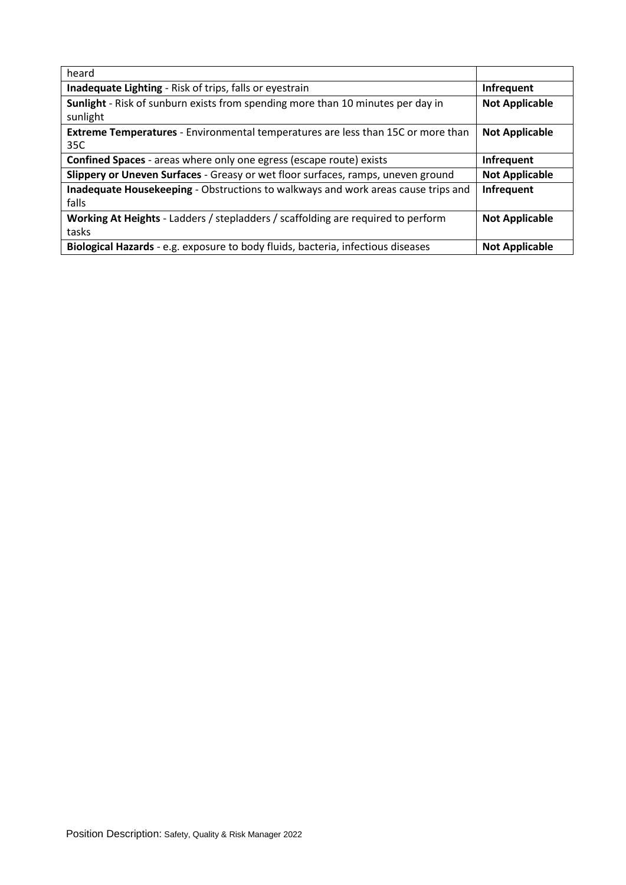| | |
|---|---|
| heard | |
| **Inadequate Lighting** - Risk of trips, falls or eyestrain | **Infrequent** |
| **Sunlight** - Risk of sunburn exists from spending more than 10 minutes per day in sunlight | **Not Applicable** |
| **Extreme Temperatures** - Environmental temperatures are less than 15C or more than 35C | **Not Applicable** |
| **Confined Spaces** - areas where only one egress (escape route) exists | **Infrequent** |
| **Slippery or Uneven Surfaces** - Greasy or wet floor surfaces, ramps, uneven ground | **Not Applicable** |
| **Inadequate Housekeeping** - Obstructions to walkways and work areas cause trips and falls | **Infrequent** |
| **Working At Heights** - Ladders / stepladders / scaffolding are required to perform tasks | **Not Applicable** |
| **Biological Hazards** - e.g. exposure to body fluids, bacteria, infectious diseases | **Not Applicable** |